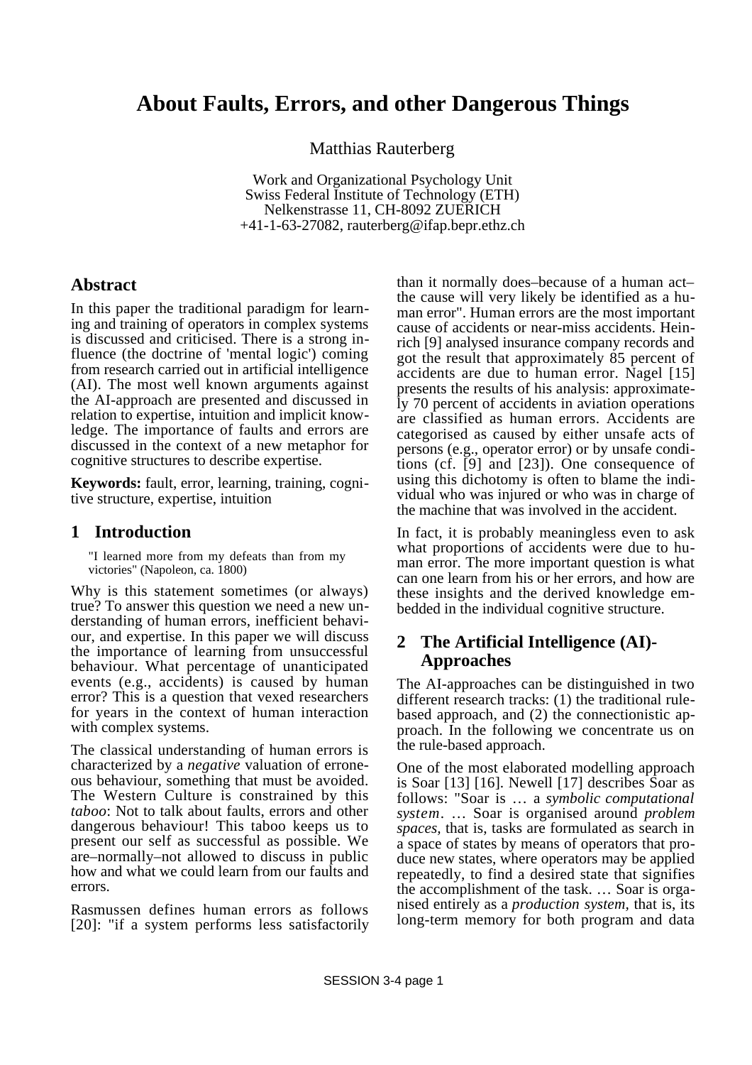# About Faults, Errors, and other Dangerous Things

Matthias Rauterberg

Work and Organizational Psychology Unit
Swiss Federal Institute of Technology (ETH)
Nelkenstrasse 11, CH-8092 ZUERICH
+41-1-63-27082, rauterberg@ifap.bepr.ethz.ch

## Abstract

In this paper the traditional paradigm for learning and training of operators in complex systems is discussed and criticised. There is a strong influence (the doctrine of 'mental logic') coming from research carried out in artificial intelligence (AI). The most well known arguments against the AI-approach are presented and discussed in relation to expertise, intuition and implicit knowledge. The importance of faults and errors are discussed in the context of a new metaphor for cognitive structures to describe expertise.

**Keywords:** fault, error, learning, training, cognitive structure, expertise, intuition

## 1 Introduction

"I learned more from my defeats than from my victories" (Napoleon, ca. 1800)

Why is this statement sometimes (or always) true? To answer this question we need a new understanding of human errors, inefficient behaviour, and expertise. In this paper we will discuss the importance of learning from unsuccessful behaviour. What percentage of unanticipated events (e.g., accidents) is caused by human error? This is a question that vexed researchers for years in the context of human interaction with complex systems.

The classical understanding of human errors is characterized by a *negative* valuation of erroneous behaviour, something that must be avoided. The Western Culture is constrained by this *taboo*: Not to talk about faults, errors and other dangerous behaviour! This taboo keeps us to present our self as successful as possible. We are–normally–not allowed to discuss in public how and what we could learn from our faults and errors.

Rasmussen defines human errors as follows [20]: "if a system performs less satisfactorily than it normally does–because of a human act–the cause will very likely be identified as a human error". Human errors are the most important cause of accidents or near-miss accidents. Heinrich [9] analysed insurance company records and got the result that approximately 85 percent of accidents are due to human error. Nagel [15] presents the results of his analysis: approximately 70 percent of accidents in aviation operations are classified as human errors. Accidents are categorised as caused by either unsafe acts of persons (e.g., operator error) or by unsafe conditions (cf. [9] and [23]). One consequence of using this dichotomy is often to blame the individual who was injured or who was in charge of the machine that was involved in the accident.

In fact, it is probably meaningless even to ask what proportions of accidents were due to human error. The more important question is what can one learn from his or her errors, and how are these insights and the derived knowledge embedded in the individual cognitive structure.

## 2 The Artificial Intelligence (AI)-Approaches

The AI-approaches can be distinguished in two different research tracks: (1) the traditional rule-based approach, and (2) the connectionistic approach. In the following we concentrate us on the rule-based approach.

One of the most elaborated modelling approach is Soar [13] [16]. Newell [17] describes Soar as follows: "Soar is … a *symbolic computational system*. … Soar is organised around *problem spaces*, that is, tasks are formulated as search in a space of states by means of operators that produce new states, where operators may be applied repeatedly, to find a desired state that signifies the accomplishment of the task. … Soar is organised entirely as a *production system*, that is, its long-term memory for both program and data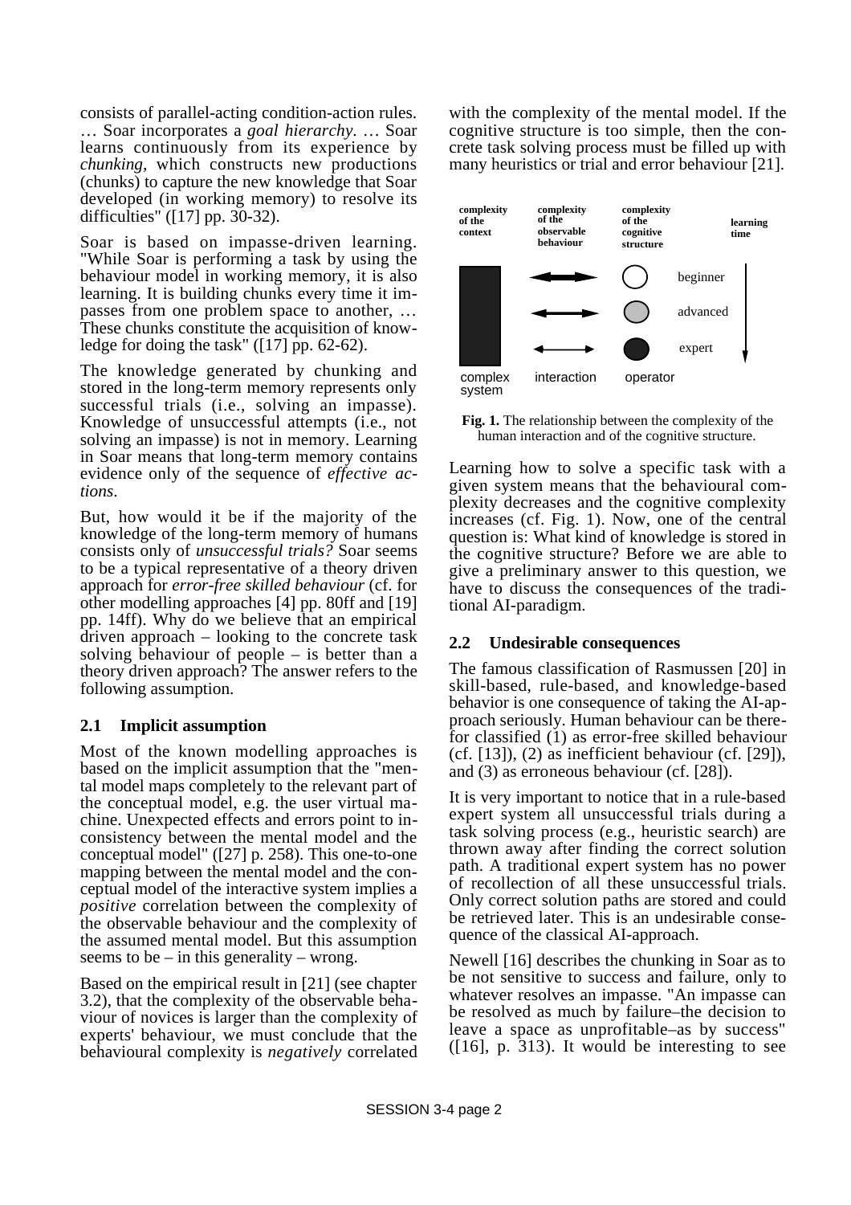consists of parallel-acting condition-action rules. … Soar incorporates a *goal hierarchy*. … Soar learns continuously from its experience by *chunking*, which constructs new productions (chunks) to capture the new knowledge that Soar developed (in working memory) to resolve its difficulties" ([17] pp. 30-32).

Soar is based on impasse-driven learning. "While Soar is performing a task by using the behaviour model in working memory, it is also learning. It is building chunks every time it impasses from one problem space to another, … These chunks constitute the acquisition of knowledge for doing the task" ([17] pp. 62-62).

The knowledge generated by chunking and stored in the long-term memory represents only successful trials (i.e., solving an impasse). Knowledge of unsuccessful attempts (i.e., not solving an impasse) is not in memory. Learning in Soar means that long-term memory contains evidence only of the sequence of *effective actions*.

But, how would it be if the majority of the knowledge of the long-term memory of humans consists only of *unsuccessful trials?* Soar seems to be a typical representative of a theory driven approach for *error-free skilled behaviour* (cf. for other modelling approaches [4] pp. 80ff and [19] pp. 14ff). Why do we believe that an empirical driven approach – looking to the concrete task solving behaviour of people – is better than a theory driven approach? The answer refers to the following assumption.

## 2.1 Implicit assumption

Most of the known modelling approaches is based on the implicit assumption that the "mental model maps completely to the relevant part of the conceptual model, e.g. the user virtual machine. Unexpected effects and errors point to inconsistency between the mental model and the conceptual model" ([27] p. 258). This one-to-one mapping between the mental model and the conceptual model of the interactive system implies a *positive* correlation between the complexity of the observable behaviour and the complexity of the assumed mental model. But this assumption seems to be – in this generality – wrong.

Based on the empirical result in [21] (see chapter 3.2), that the complexity of the observable behaviour of novices is larger than the complexity of experts' behaviour, we must conclude that the behavioural complexity is *negatively* correlated with the complexity of the mental model. If the cognitive structure is too simple, then the concrete task solving process must be filled up with many heuristics or trial and error behaviour [21].

**Fig. 1.** The relationship between the complexity of the human interaction and of the cognitive structure.

Learning how to solve a specific task with a given system means that the behavioural complexity decreases and the cognitive complexity increases (cf. Fig. 1). Now, one of the central question is: What kind of knowledge is stored in the cognitive structure? Before we are able to give a preliminary answer to this question, we have to discuss the consequences of the traditional AI-paradigm.

## 2.2 Undesirable consequences

The famous classification of Rasmussen [20] in skill-based, rule-based, and knowledge-based behavior is one consequence of taking the AI-approach seriously. Human behaviour can be therefor classified (1) as error-free skilled behaviour (cf. [13]), (2) as inefficient behaviour (cf. [29]), and (3) as erroneous behaviour (cf. [28]).

It is very important to notice that in a rule-based expert system all unsuccessful trials during a task solving process (e.g., heuristic search) are thrown away after finding the correct solution path. A traditional expert system has no power of recollection of all these unsuccessful trials. Only correct solution paths are stored and could be retrieved later. This is an undesirable consequence of the classical AI-approach.

Newell [16] describes the chunking in Soar as to be not sensitive to success and failure, only to whatever resolves an impasse. "An impasse can be resolved as much by failure–the decision to leave a space as unprofitable–as by success" ([16], p. 313). It would be interesting to see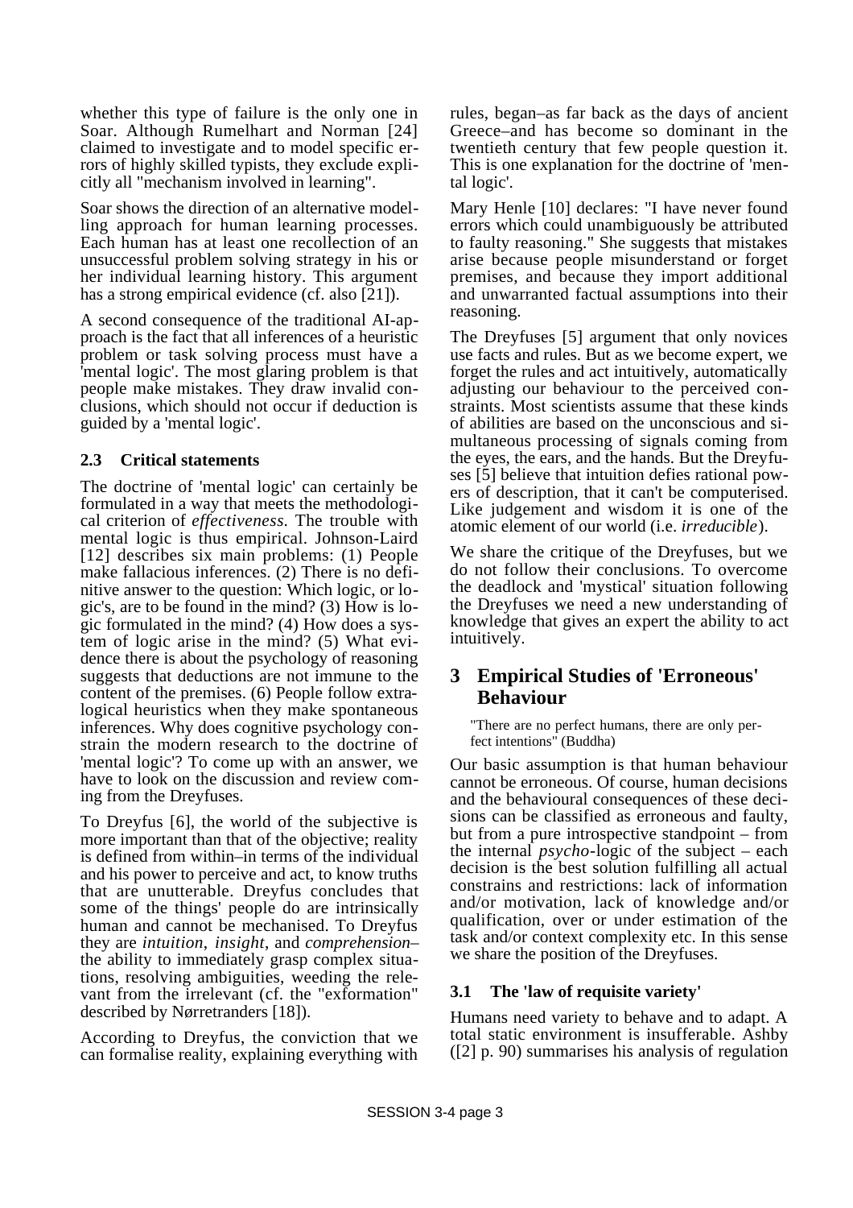whether this type of failure is the only one in Soar. Although Rumelhart and Norman [24] claimed to investigate and to model specific errors of highly skilled typists, they exclude explicitly all "mechanism involved in learning".

Soar shows the direction of an alternative modelling approach for human learning processes. Each human has at least one recollection of an unsuccessful problem solving strategy in his or her individual learning history. This argument has a strong empirical evidence (cf. also [21]).

A second consequence of the traditional AI-approach is the fact that all inferences of a heuristic problem or task solving process must have a 'mental logic'. The most glaring problem is that people make mistakes. They draw invalid conclusions, which should not occur if deduction is guided by a 'mental logic'.

### 2.3 Critical statements

The doctrine of 'mental logic' can certainly be formulated in a way that meets the methodological criterion of *effectiveness*. The trouble with mental logic is thus empirical. Johnson-Laird [12] describes six main problems: (1) People make fallacious inferences. (2) There is no definitive answer to the question: Which logic, or logic's, are to be found in the mind? (3) How is logic formulated in the mind? (4) How does a system of logic arise in the mind? (5) What evidence there is about the psychology of reasoning suggests that deductions are not immune to the content of the premises. (6) People follow extra-logical heuristics when they make spontaneous inferences. Why does cognitive psychology constrain the modern research to the doctrine of 'mental logic'? To come up with an answer, we have to look on the discussion and review coming from the Dreyfuses.

To Dreyfus [6], the world of the subjective is more important than that of the objective; reality is defined from within–in terms of the individual and his power to perceive and act, to know truths that are unutterable. Dreyfus concludes that some of the things' people do are intrinsically human and cannot be mechanised. To Dreyfus they are *intuition*, *insight*, and *comprehension*–the ability to immediately grasp complex situations, resolving ambiguities, weeding the relevant from the irrelevant (cf. the "exformation" described by Nørretranders [18]).

According to Dreyfus, the conviction that we can formalise reality, explaining everything with rules, began–as far back as the days of ancient Greece–and has become so dominant in the twentieth century that few people question it. This is one explanation for the doctrine of 'mental logic'.

Mary Henle [10] declares: "I have never found errors which could unambiguously be attributed to faulty reasoning." She suggests that mistakes arise because people misunderstand or forget premises, and because they import additional and unwarranted factual assumptions into their reasoning.

The Dreyfuses [5] argument that only novices use facts and rules. But as we become expert, we forget the rules and act intuitively, automatically adjusting our behaviour to the perceived constraints. Most scientists assume that these kinds of abilities are based on the unconscious and simultaneous processing of signals coming from the eyes, the ears, and the hands. But the Dreyfuses [5] believe that intuition defies rational powers of description, that it can't be computerised. Like judgement and wisdom it is one of the atomic element of our world (i.e. *irreducible*).

We share the critique of the Dreyfuses, but we do not follow their conclusions. To overcome the deadlock and 'mystical' situation following the Dreyfuses we need a new understanding of knowledge that gives an expert the ability to act intuitively.

## 3 Empirical Studies of 'Erroneous' Behaviour

"There are no perfect humans, there are only perfect intentions" (Buddha)

Our basic assumption is that human behaviour cannot be erroneous. Of course, human decisions and the behavioural consequences of these decisions can be classified as erroneous and faulty, but from a pure introspective standpoint – from the internal *psycho*-logic of the subject – each decision is the best solution fulfilling all actual constrains and restrictions: lack of information and/or motivation, lack of knowledge and/or qualification, over or under estimation of the task and/or context complexity etc. In this sense we share the position of the Dreyfuses.

### 3.1 The 'law of requisite variety'

Humans need variety to behave and to adapt. A total static environment is insufferable. Ashby ([2] p. 90) summarises his analysis of regulation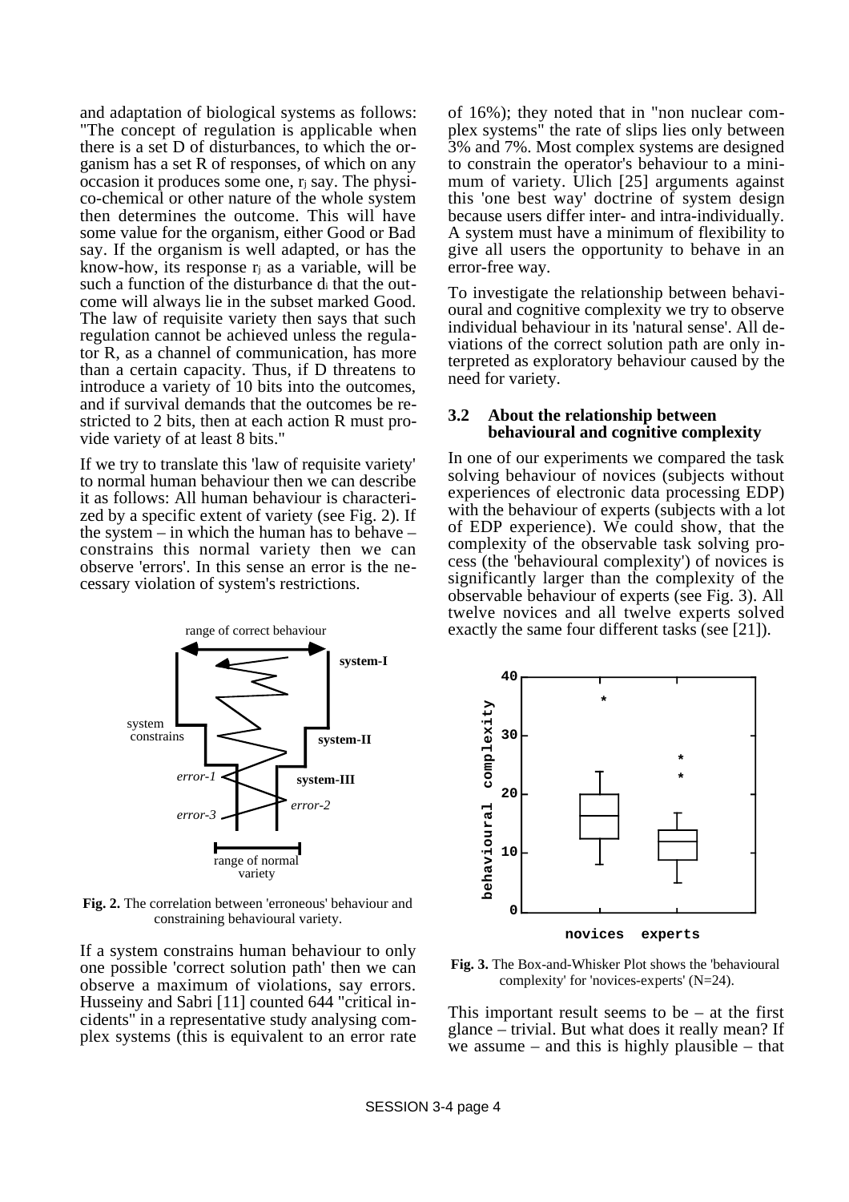and adaptation of biological systems as follows: "The concept of regulation is applicable when there is a set D of disturbances, to which the organism has a set R of responses, of which on any occasion it produces some one, $r_j$ say. The physico-chemical or other nature of the whole system then determines the outcome. This will have some value for the organism, either Good or Bad say. If the organism is well adapted, or has the know-how, its response $r_j$ as a variable, will be such a function of the disturbance $d_i$ that the outcome will always lie in the subset marked Good. The law of requisite variety then says that such regulation cannot be achieved unless the regulator R, as a channel of communication, has more than a certain capacity. Thus, if D threatens to introduce a variety of 10 bits into the outcomes, and if survival demands that the outcomes be restricted to 2 bits, then at each action R must provide variety of at least 8 bits."

If we try to translate this 'law of requisite variety' to normal human behaviour then we can describe it as follows: All human behaviour is characterized by a specific extent of variety (see Fig. 2). If the system – in which the human has to behave – constrains this normal variety then we can observe 'errors'. In this sense an error is the necessary violation of system's restrictions.

**Fig. 2.** The correlation between 'erroneous' behaviour and constraining behavioural variety.

If a system constrains human behaviour to only one possible 'correct solution path' then we can observe a maximum of violations, say errors. Husseiny and Sabri [11] counted 644 "critical incidents" in a representative study analysing complex systems (this is equivalent to an error rate of 16%); they noted that in "non nuclear complex systems" the rate of slips lies only between 3% and 7%. Most complex systems are designed to constrain the operator's behaviour to a minimum of variety. Ulich [25] arguments against this 'one best way' doctrine of system design because users differ inter- and intra-individually. A system must have a minimum of flexibility to give all users the opportunity to behave in an error-free way.

To investigate the relationship between behavioural and cognitive complexity we try to observe individual behaviour in its 'natural sense'. All deviations of the correct solution path are only interpreted as exploratory behaviour caused by the need for variety.

### 3.2 About the relationship between behavioural and cognitive complexity

In one of our experiments we compared the task solving behaviour of novices (subjects without experiences of electronic data processing EDP) with the behaviour of experts (subjects with a lot of EDP experience). We could show, that the complexity of the observable task solving process (the 'behavioural complexity') of novices is significantly larger than the complexity of the observable behaviour of experts (see Fig. 3). All twelve novices and all twelve experts solved exactly the same four different tasks (see [21]).

**Fig. 3.** The Box-and-Whisker Plot shows the 'behavioural complexity' for 'novices-experts' (N=24).

This important result seems to be – at the first glance – trivial. But what does it really mean? If we assume – and this is highly plausible – that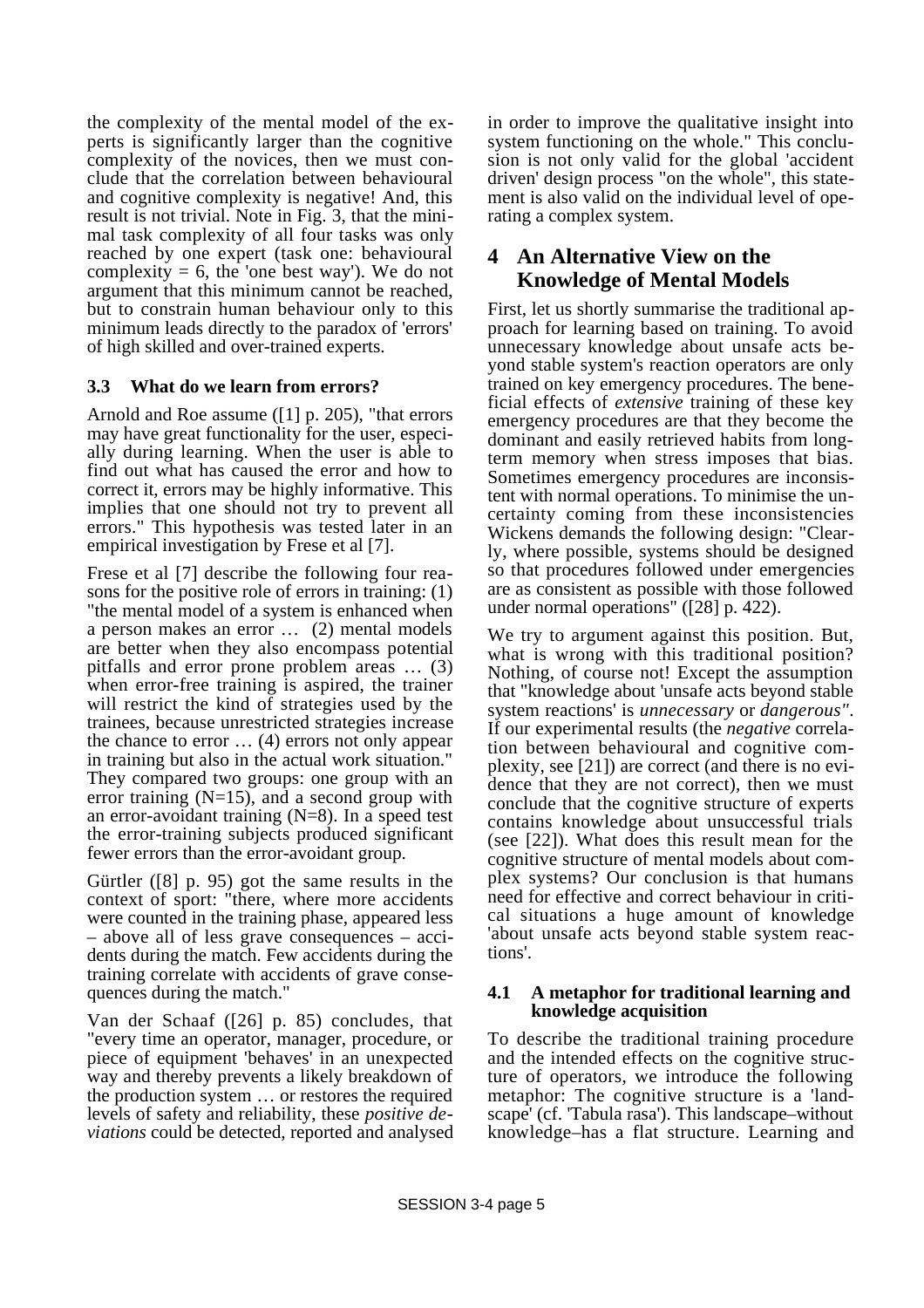the complexity of the mental model of the experts is significantly larger than the cognitive complexity of the novices, then we must conclude that the correlation between behavioural and cognitive complexity is negative! And, this result is not trivial. Note in Fig. 3, that the minimal task complexity of all four tasks was only reached by one expert (task one: behavioural complexity = 6, the 'one best way'). We do not argument that this minimum cannot be reached, but to constrain human behaviour only to this minimum leads directly to the paradox of 'errors' of high skilled and over-trained experts.

### 3.3 What do we learn from errors?

Arnold and Roe assume ([1] p. 205), "that errors may have great functionality for the user, especially during learning. When the user is able to find out what has caused the error and how to correct it, errors may be highly informative. This implies that one should not try to prevent all errors." This hypothesis was tested later in an empirical investigation by Frese et al [7].

Frese et al [7] describe the following four reasons for the positive role of errors in training: (1) "the mental model of a system is enhanced when a person makes an error … (2) mental models are better when they also encompass potential pitfalls and error prone problem areas … (3) when error-free training is aspired, the trainer will restrict the kind of strategies used by the trainees, because unrestricted strategies increase the chance to error … (4) errors not only appear in training but also in the actual work situation." They compared two groups: one group with an error training (N=15), and a second group with an error-avoidant training (N=8). In a speed test the error-training subjects produced significant fewer errors than the error-avoidant group.

Gürtler ([8] p. 95) got the same results in the context of sport: "there, where more accidents were counted in the training phase, appeared less – above all of less grave consequences – accidents during the match. Few accidents during the training correlate with accidents of grave consequences during the match."

Van der Schaaf ([26] p. 85) concludes, that "every time an operator, manager, procedure, or piece of equipment 'behaves' in an unexpected way and thereby prevents a likely breakdown of the production system … or restores the required levels of safety and reliability, these *positive deviations* could be detected, reported and analysed in order to improve the qualitative insight into system functioning on the whole." This conclusion is not only valid for the global 'accident driven' design process "on the whole", this statement is also valid on the individual level of operating a complex system.

## 4 An Alternative View on the Knowledge of Mental Models

First, let us shortly summarise the traditional approach for learning based on training. To avoid unnecessary knowledge about unsafe acts beyond stable system's reaction operators are only trained on key emergency procedures. The beneficial effects of *extensive* training of these key emergency procedures are that they become the dominant and easily retrieved habits from long-term memory when stress imposes that bias. Sometimes emergency procedures are inconsistent with normal operations. To minimise the uncertainty coming from these inconsistencies Wickens demands the following design: "Clearly, where possible, systems should be designed so that procedures followed under emergencies are as consistent as possible with those followed under normal operations" ([28] p. 422).

We try to argument against this position. But, what is wrong with this traditional position? Nothing, of course not! Except the assumption that "knowledge about 'unsafe acts beyond stable system reactions' is *unnecessary* or *dangerous"*. If our experimental results (the *negative* correlation between behavioural and cognitive complexity, see [21]) are correct (and there is no evidence that they are not correct), then we must conclude that the cognitive structure of experts contains knowledge about unsuccessful trials (see [22]). What does this result mean for the cognitive structure of mental models about complex systems? Our conclusion is that humans need for effective and correct behaviour in critical situations a huge amount of knowledge 'about unsafe acts beyond stable system reactions'.

### 4.1 A metaphor for traditional learning and knowledge acquisition

To describe the traditional training procedure and the intended effects on the cognitive structure of operators, we introduce the following metaphor: The cognitive structure is a 'landscape' (cf. 'Tabula rasa'). This landscape–without knowledge–has a flat structure. Learning and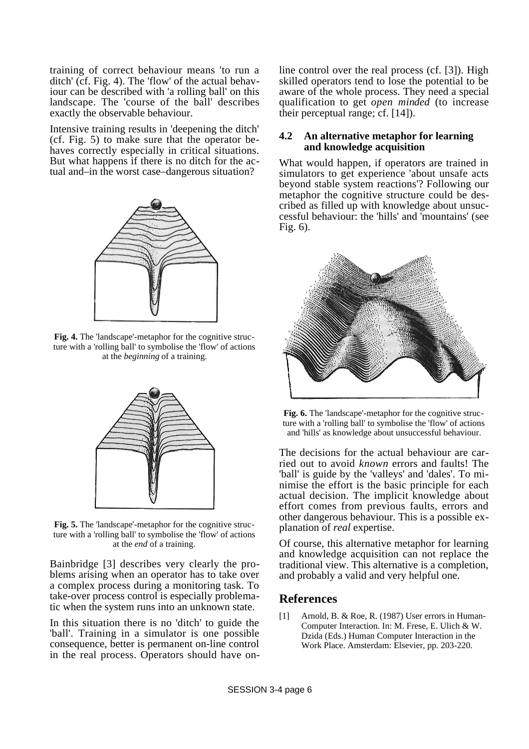training of correct behaviour means 'to run a ditch' (cf. Fig. 4). The 'flow' of the actual behaviour can be described with 'a rolling ball' on this landscape. The 'course of the ball' describes exactly the observable behaviour.

Intensive training results in 'deepening the ditch' (cf. Fig. 5) to make sure that the operator behaves correctly especially in critical situations. But what happens if there is no ditch for the actual and–in the worst case–dangerous situation?

**Fig. 4.** The 'landscape'-metaphor for the cognitive structure with a 'rolling ball' to symbolise the 'flow' of actions at the *beginning* of a training.

**Fig. 5.** The 'landscape'-metaphor for the cognitive structure with a 'rolling ball' to symbolise the 'flow' of actions at the *end* of a training.

Bainbridge [3] describes very clearly the problems arising when an operator has to take over a complex process during a monitoring task. To take-over process control is especially problematic when the system runs into an unknown state.

In this situation there is no 'ditch' to guide the 'ball'. Training in a simulator is one possible consequence, better is permanent on-line control in the real process. Operators should have on-line control over the real process (cf. [3]). High skilled operators tend to lose the potential to be aware of the whole process. They need a special qualification to get *open minded* (to increase their perceptual range; cf. [14]).

### 4.2 An alternative metaphor for learning and knowledge acquisition

What would happen, if operators are trained in simulators to get experience 'about unsafe acts beyond stable system reactions'? Following our metaphor the cognitive structure could be described as filled up with knowledge about unsuccessful behaviour: the 'hills' and 'mountains' (see Fig. 6).

**Fig. 6.** The 'landscape'-metaphor for the cognitive structure with a 'rolling ball' to symbolise the 'flow' of actions and 'hills' as knowledge about unsuccessful behaviour.

The decisions for the actual behaviour are carried out to avoid *known* errors and faults! The 'ball' is guide by the 'valleys' and 'dales'. To minimise the effort is the basic principle for each actual decision. The implicit knowledge about effort comes from previous faults, errors and other dangerous behaviour. This is a possible explanation of *real* expertise.

Of course, this alternative metaphor for learning and knowledge acquisition can not replace the traditional view. This alternative is a completion, and probably a valid and very helpful one.

## References

[1] Arnold, B. & Roe, R. (1987) User errors in Human-Computer Interaction. In: M. Frese, E. Ulich & W. Dzida (Eds.) Human Computer Interaction in the Work Place. Amsterdam: Elsevier, pp. 203-220.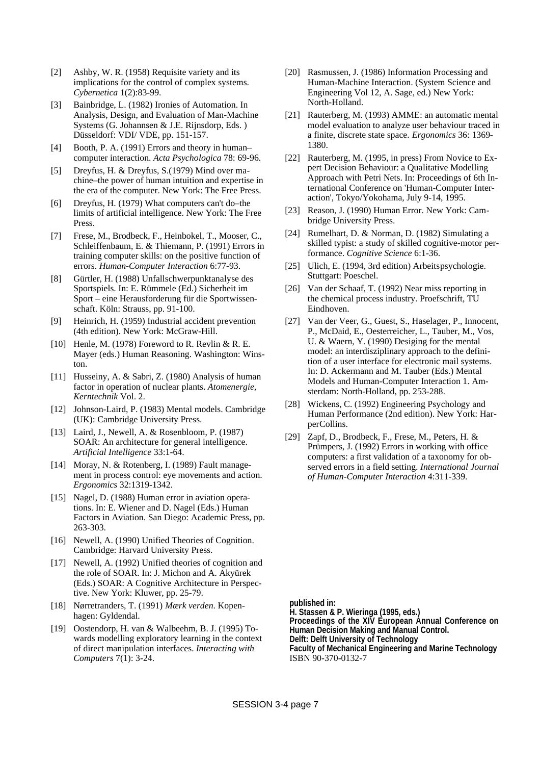[2] Ashby, W. R. (1958) Requisite variety and its implications for the control of complex systems. *Cybernetica* 1(2):83-99.

[3] Bainbridge, L. (1982) Ironies of Automation. In Analysis, Design, and Evaluation of Man-Machine Systems (G. Johannsen & J.E. Rijnsdorp, Eds. ) Düsseldorf: VDI/ VDE, pp. 151-157.

[4] Booth, P. A. (1991) Errors and theory in human–computer interaction. *Acta Psychologica* 78: 69-96.

[5] Dreyfus, H. & Dreyfus, S.(1979) Mind over machine–the power of human intuition and expertise in the era of the computer. New York: The Free Press.

[6] Dreyfus, H. (1979) What computers can't do–the limits of artificial intelligence. New York: The Free Press.

[7] Frese, M., Brodbeck, F., Heinbokel, T., Mooser, C., Schleiffenbaum, E. & Thiemann, P. (1991) Errors in training computer skills: on the positive function of errors. *Human-Computer Interaction* 6:77-93.

[8] Gürtler, H. (1988) Unfallschwerpunktanalyse des Sportspiels. In: E. Rümmele (Ed.) Sicherheit im Sport – eine Herausforderung für die Sportwissenschaft. Köln: Strauss, pp. 91-100.

[9] Heinrich, H. (1959) Industrial accident prevention (4th edition). New York: McGraw-Hill.

[10] Henle, M. (1978) Foreword to R. Revlin & R. E. Mayer (eds.) Human Reasoning. Washington: Winston.

[11] Husseiny, A. & Sabri, Z. (1980) Analysis of human factor in operation of nuclear plants. *Atomenergie, Kerntechnik* Vol. 2.

[12] Johnson-Laird, P. (1983) Mental models. Cambridge (UK): Cambridge University Press.

[13] Laird, J., Newell, A. & Rosenbloom, P. (1987) SOAR: An architecture for general intelligence. *Artificial Intelligence* 33:1-64.

[14] Moray, N. & Rotenberg, I. (1989) Fault management in process control: eye movements and action. *Ergonomics* 32:1319-1342.

[15] Nagel, D. (1988) Human error in aviation operations. In: E. Wiener and D. Nagel (Eds.) Human Factors in Aviation. San Diego: Academic Press, pp. 263-303.

[16] Newell, A. (1990) Unified Theories of Cognition. Cambridge: Harvard University Press.

[17] Newell, A. (1992) Unified theories of cognition and the role of SOAR. In: J. Michon and A. Akyürek (Eds.) SOAR: A Cognitive Architecture in Perspective. New York: Kluwer, pp. 25-79.

[18] Nørretranders, T. (1991) *Mærk verden*. Kopenhagen: Gyldendal.

[19] Oostendorp, H. van & Walbeehm, B. J. (1995) Towards modelling exploratory learning in the context of direct manipulation interfaces. *Interacting with Computers* 7(1): 3-24.

[20] Rasmussen, J. (1986) Information Processing and Human-Machine Interaction. (System Science and Engineering Vol 12, A. Sage, ed.) New York: North-Holland.

[21] Rauterberg, M. (1993) AMME: an automatic mental model evaluation to analyze user behaviour traced in a finite, discrete state space. *Ergonomics* 36: 1369-1380.

[22] Rauterberg, M. (1995, in press) From Novice to Expert Decision Behaviour: a Qualitative Modelling Approach with Petri Nets. In: Proceedings of 6th International Conference on 'Human-Computer Interaction', Tokyo/Yokohama, July 9-14, 1995.

[23] Reason, J. (1990) Human Error. New York: Cambridge University Press.

[24] Rumelhart, D. & Norman, D. (1982) Simulating a skilled typist: a study of skilled cognitive-motor performance. *Cognitive Science* 6:1-36.

[25] Ulich, E. (1994, 3rd edition) Arbeitspsychologie. Stuttgart: Poeschel.

[26] Van der Schaaf, T. (1992) Near miss reporting in the chemical process industry. Proefschrift, TU Eindhoven.

[27] Van der Veer, G., Guest, S., Haselager, P., Innocent, P., McDaid, E., Oesterreicher, L., Tauber, M., Vos, U. & Waern, Y. (1990) Desiging for the mental model: an interdisziplinary approach to the definition of a user interface for electronic mail systems. In: D. Ackermann and M. Tauber (Eds.) Mental Models and Human-Computer Interaction 1. Amsterdam: North-Holland, pp. 253-288.

[28] Wickens, C. (1992) Engineering Psychology and Human Performance (2nd edition). New York: HarperCollins.

[29] Zapf, D., Brodbeck, F., Frese, M., Peters, H. & Prümpers, J. (1992) Errors in working with office computers: a first validation of a taxonomy for observed errors in a field setting. *International Journal of Human-Computer Interaction* 4:311-339.

**published in:**
**H. Stassen & P. Wieringa (1995, eds.)**
**Proceedings of the XIV European Annual Conference on Human Decision Making and Manual Control.**
**Delft: Delft University of Technology**
**Faculty of Mechanical Engineering and Marine Technology**
ISBN 90-370-0132-7